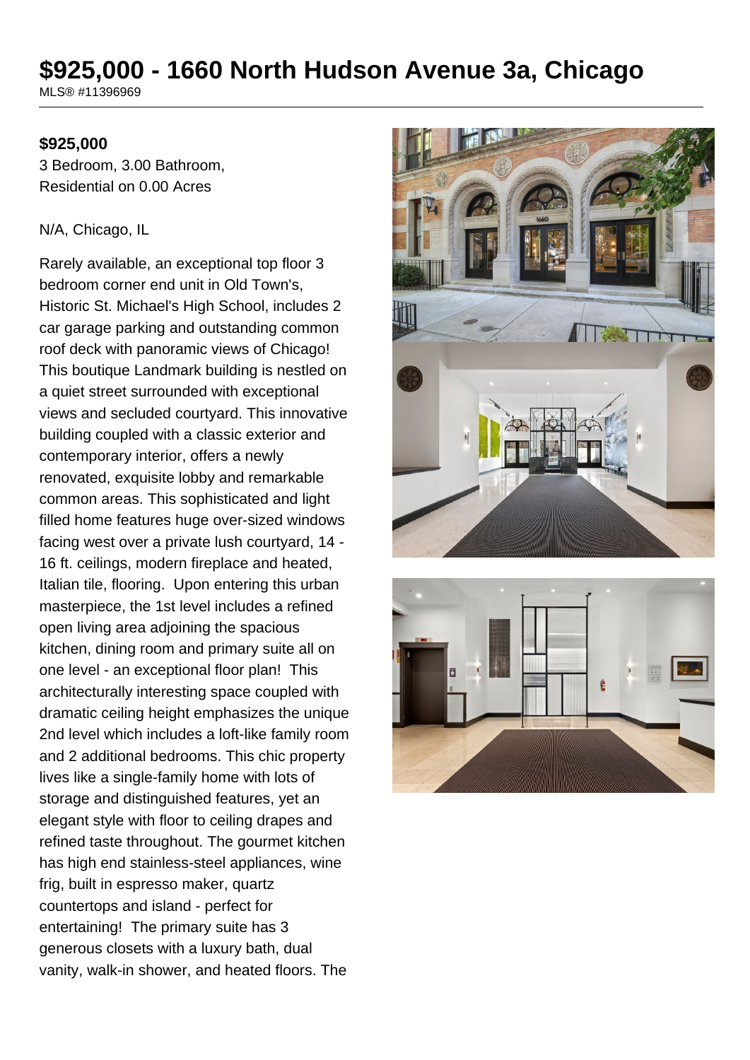# $925,000 - 1660 North Hudson Avenue 3a, Chicago

MLS® #11396969

**$925,000**

3 Bedroom, 3.00 Bathroom,
Residential on 0.00 Acres

N/A, Chicago, IL

Rarely available, an exceptional top floor 3 bedroom corner end unit in Old Town's, Historic St. Michael's High School, includes 2 car garage parking and outstanding common roof deck with panoramic views of Chicago! This boutique Landmark building is nestled on a quiet street surrounded with exceptional views and secluded courtyard. This innovative building coupled with a classic exterior and contemporary interior, offers a newly renovated, exquisite lobby and remarkable common areas. This sophisticated and light filled home features huge over-sized windows facing west over a private lush courtyard, 14 - 16 ft. ceilings, modern fireplace and heated, Italian tile, flooring. Upon entering this urban masterpiece, the 1st level includes a refined open living area adjoining the spacious kitchen, dining room and primary suite all on one level - an exceptional floor plan! This architecturally interesting space coupled with dramatic ceiling height emphasizes the unique 2nd level which includes a loft-like family room and 2 additional bedrooms. This chic property lives like a single-family home with lots of storage and distinguished features, yet an elegant style with floor to ceiling drapes and refined taste throughout. The gourmet kitchen has high end stainless-steel appliances, wine frig, built in espresso maker, quartz countertops and island - perfect for entertaining! The primary suite has 3 generous closets with a luxury bath, dual vanity, walk-in shower, and heated floors. The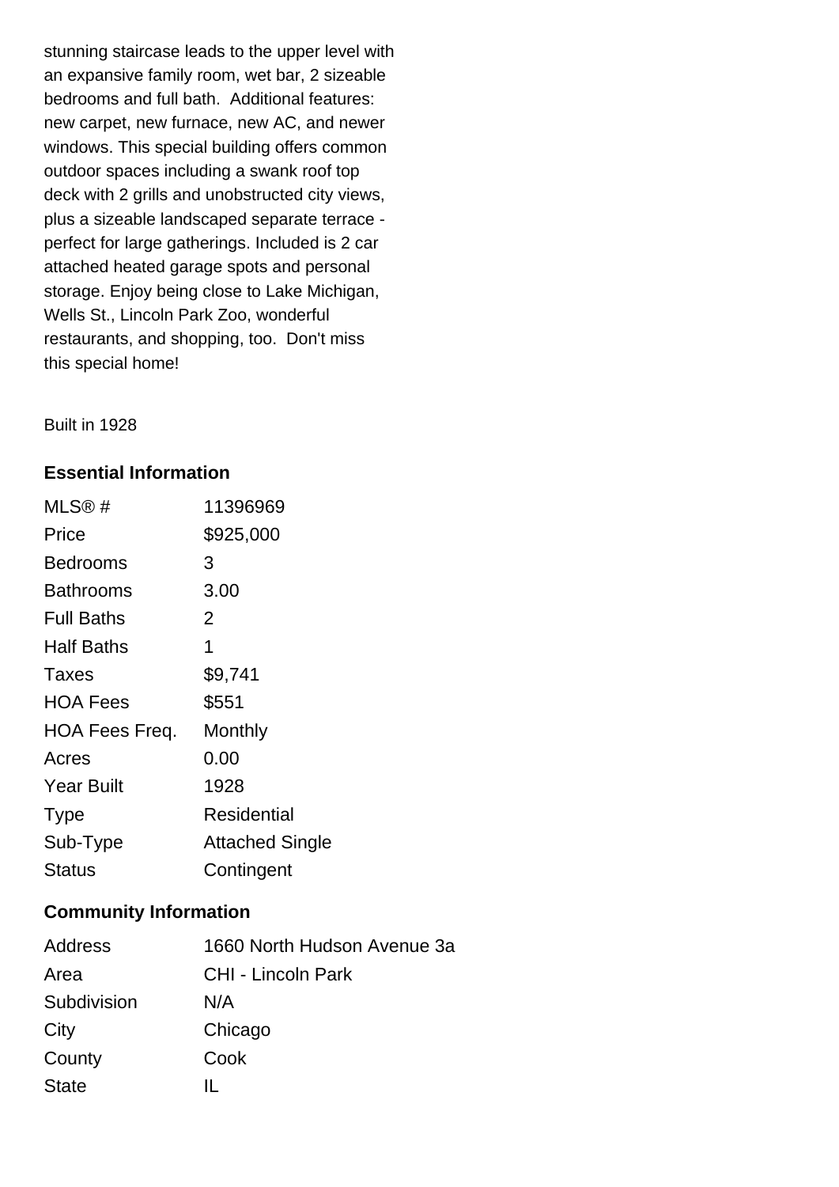stunning staircase leads to the upper level with an expansive family room, wet bar, 2 sizeable bedrooms and full bath. Additional features: new carpet, new furnace, new AC, and newer windows. This special building offers common outdoor spaces including a swank roof top deck with 2 grills and unobstructed city views, plus a sizeable landscaped separate terrace - perfect for large gatherings. Included is 2 car attached heated garage spots and personal storage. Enjoy being close to Lake Michigan, Wells St., Lincoln Park Zoo, wonderful restaurants, and shopping, too. Don't miss this special home!

Built in 1928

### Essential Information

| | |
|---|---|
| MLS® # | 11396969 |
| Price | $925,000 |
| Bedrooms | 3 |
| Bathrooms | 3.00 |
| Full Baths | 2 |
| Half Baths | 1 |
| Taxes | $9,741 |
| HOA Fees | $551 |
| HOA Fees Freq. | Monthly |
| Acres | 0.00 |
| Year Built | 1928 |
| Type | Residential |
| Sub-Type | Attached Single |
| Status | Contingent |

### Community Information

| | |
|---|---|
| Address | 1660 North Hudson Avenue 3a |
| Area | CHI - Lincoln Park |
| Subdivision | N/A |
| City | Chicago |
| County | Cook |
| State | IL |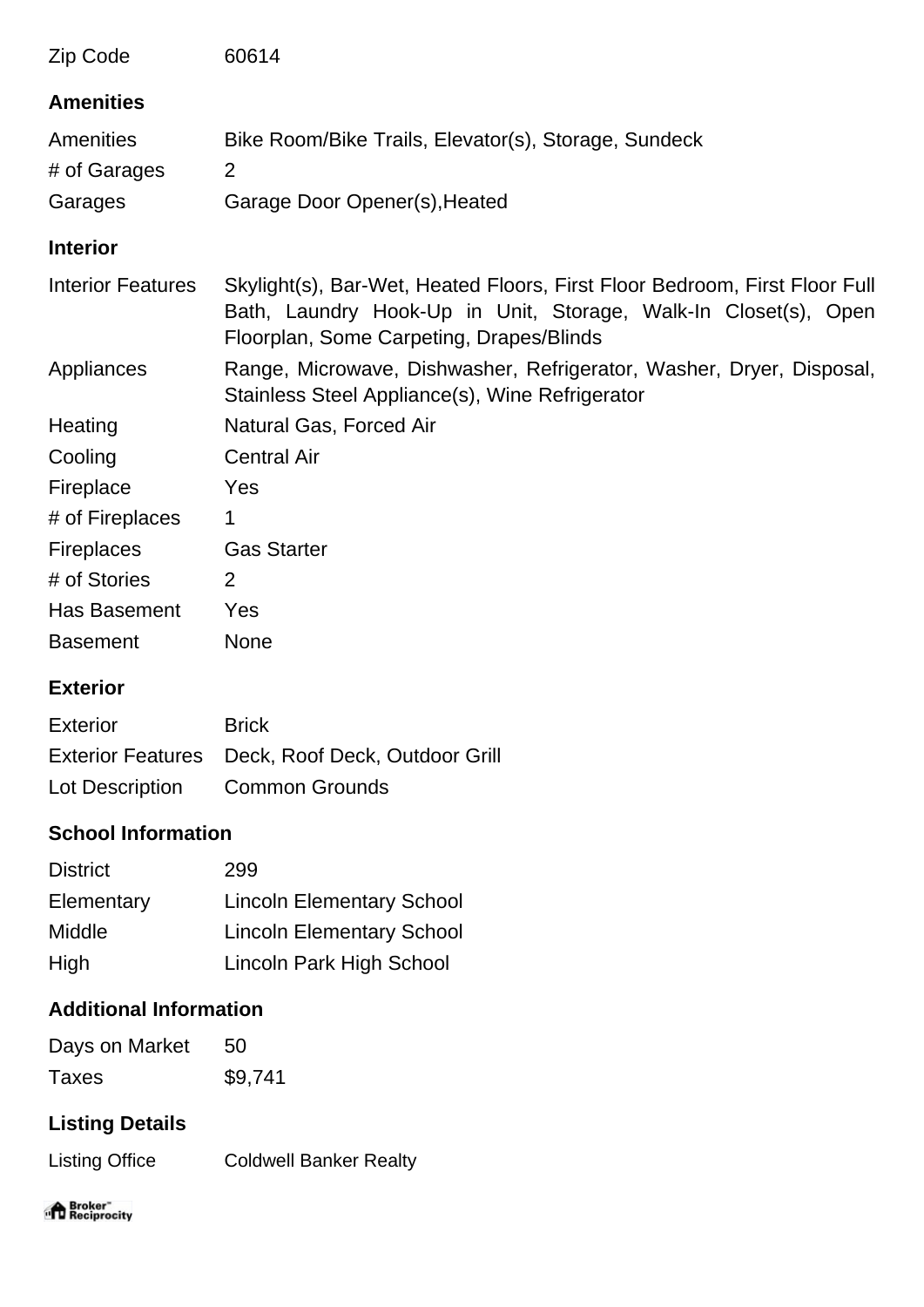| | |
|---|---|
| Zip Code | 60614 |

## Amenities

| | |
|---|---|
| Amenities | Bike Room/Bike Trails, Elevator(s), Storage, Sundeck |
| # of Garages | 2 |
| Garages | Garage Door Opener(s),Heated |

## Interior

| | |
|---|---|
| Interior Features | Skylight(s), Bar-Wet, Heated Floors, First Floor Bedroom, First Floor Full Bath, Laundry Hook-Up in Unit, Storage, Walk-In Closet(s), Open Floorplan, Some Carpeting, Drapes/Blinds |
| Appliances | Range, Microwave, Dishwasher, Refrigerator, Washer, Dryer, Disposal, Stainless Steel Appliance(s), Wine Refrigerator |
| Heating | Natural Gas, Forced Air |
| Cooling | Central Air |
| Fireplace | Yes |
| # of Fireplaces | 1 |
| Fireplaces | Gas Starter |
| # of Stories | 2 |
| Has Basement | Yes |
| Basement | None |

## Exterior

| | |
|---|---|
| Exterior | Brick |
| Exterior Features | Deck, Roof Deck, Outdoor Grill |
| Lot Description | Common Grounds |

## School Information

| | |
|---|---|
| District | 299 |
| Elementary | Lincoln Elementary School |
| Middle | Lincoln Elementary School |
| High | Lincoln Park High School |

## Additional Information

| | |
|---|---|
| Days on Market | 50 |
| Taxes | $9,741 |

## Listing Details

| | |
|---|---|
| Listing Office | Coldwell Banker Realty |

Broker Reciprocity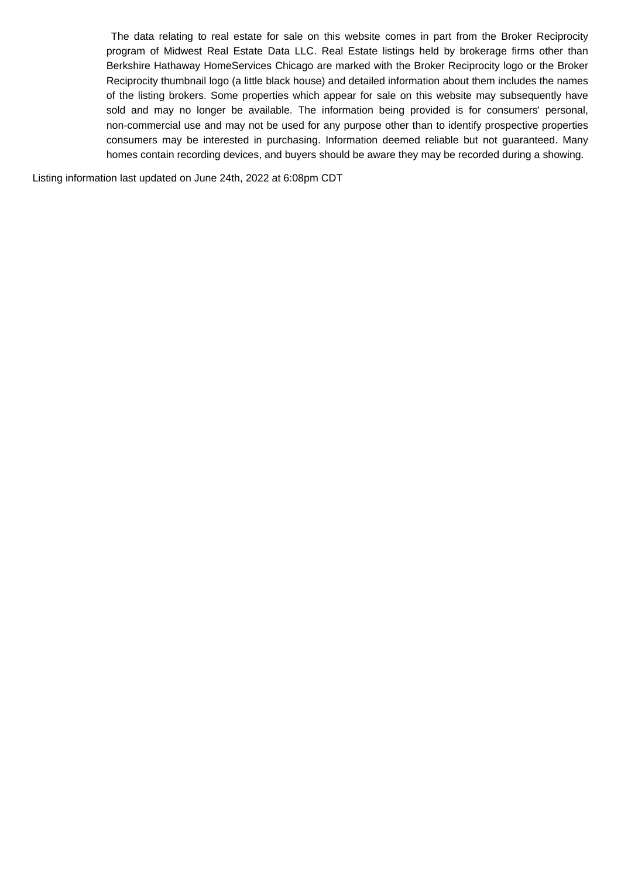The data relating to real estate for sale on this website comes in part from the Broker Reciprocity program of Midwest Real Estate Data LLC. Real Estate listings held by brokerage firms other than Berkshire Hathaway HomeServices Chicago are marked with the Broker Reciprocity logo or the Broker Reciprocity thumbnail logo (a little black house) and detailed information about them includes the names of the listing brokers. Some properties which appear for sale on this website may subsequently have sold and may no longer be available. The information being provided is for consumers' personal, non-commercial use and may not be used for any purpose other than to identify prospective properties consumers may be interested in purchasing. Information deemed reliable but not guaranteed. Many homes contain recording devices, and buyers should be aware they may be recorded during a showing.

Listing information last updated on June 24th, 2022 at 6:08pm CDT